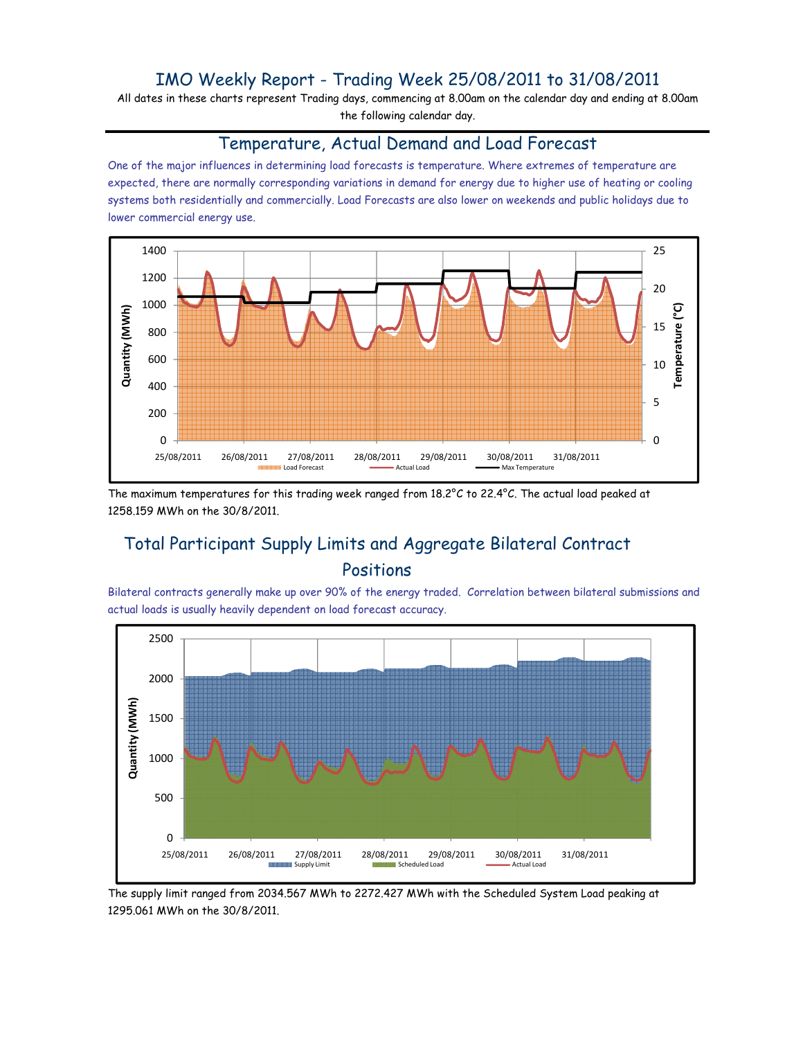# IMO Weekly Report - Trading Week 25/08/2011 to 31/08/2011

All dates in these charts represent Trading days, commencing at 8.00am on the calendar day and ending at 8.00am the following calendar day.

## Temperature, Actual Demand and Load Forecast

One of the major influences in determining load forecasts is temperature. Where extremes of temperature are expected, there are normally corresponding variations in demand for energy due to higher use of heating or cooling systems both residentially and commercially. Load Forecasts are also lower on weekends and public holidays due to lower commercial energy use.

The maximum temperatures for this trading week ranged from 18.2°C to 22.4°C. The actual load peaked at 1258.159 MWh on the 30/8/2011.

## Total Participant Supply Limits and Aggregate Bilateral Contract Positions

Bilateral contracts generally make up over 90% of the energy traded. Correlation between bilateral submissions and actual loads is usually heavily dependent on load forecast accuracy.

The supply limit ranged from 2034.567 MWh to 2272.427 MWh with the Scheduled System Load peaking at 1295.061 MWh on the 30/8/2011.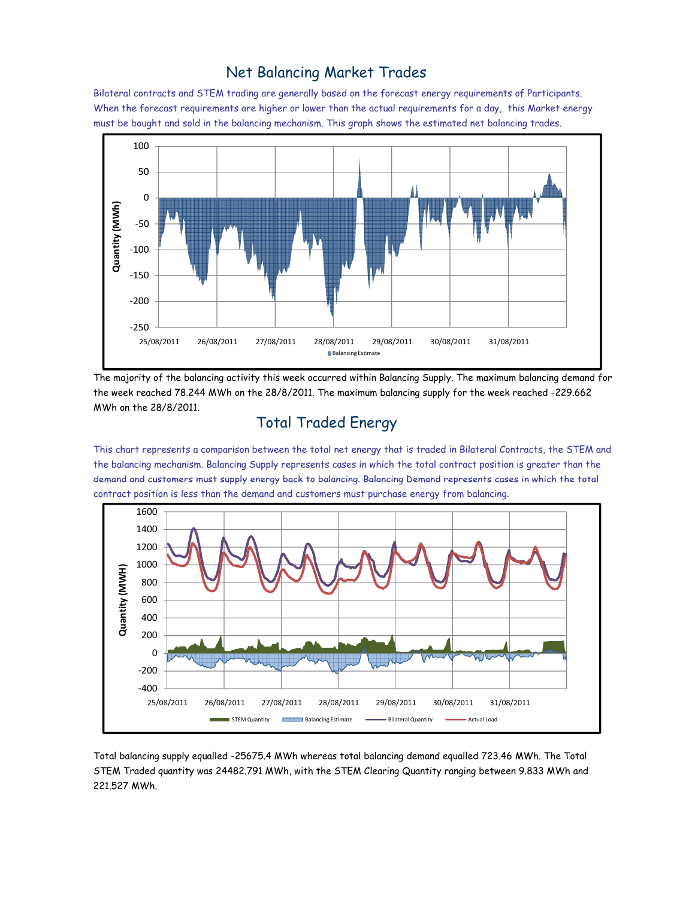## Net Balancing Market Trades

Bilateral contracts and STEM trading are generally based on the forecast energy requirements of Participants. When the forecast requirements are higher or lower than the actual requirements for a day, this Market energy must be bought and sold in the balancing mechanism. This graph shows the estimated net balancing trades.

The majority of the balancing activity this week occurred within Balancing Supply. The maximum balancing demand for the week reached 78.244 MWh on the 28/8/2011. The maximum balancing supply for the week reached -229.662 MWh on the 28/8/2011.

## Total Traded Energy

This chart represents a comparison between the total net energy that is traded in Bilateral Contracts, the STEM and the balancing mechanism. Balancing Supply represents cases in which the total contract position is greater than the demand and customers must supply energy back to balancing. Balancing Demand represents cases in which the total contract position is less than the demand and customers must purchase energy from balancing.

Total balancing supply equalled -25675.4 MWh whereas total balancing demand equalled 723.46 MWh. The Total STEM Traded quantity was 24482.791 MWh, with the STEM Clearing Quantity ranging between 9.833 MWh and 221.527 MWh.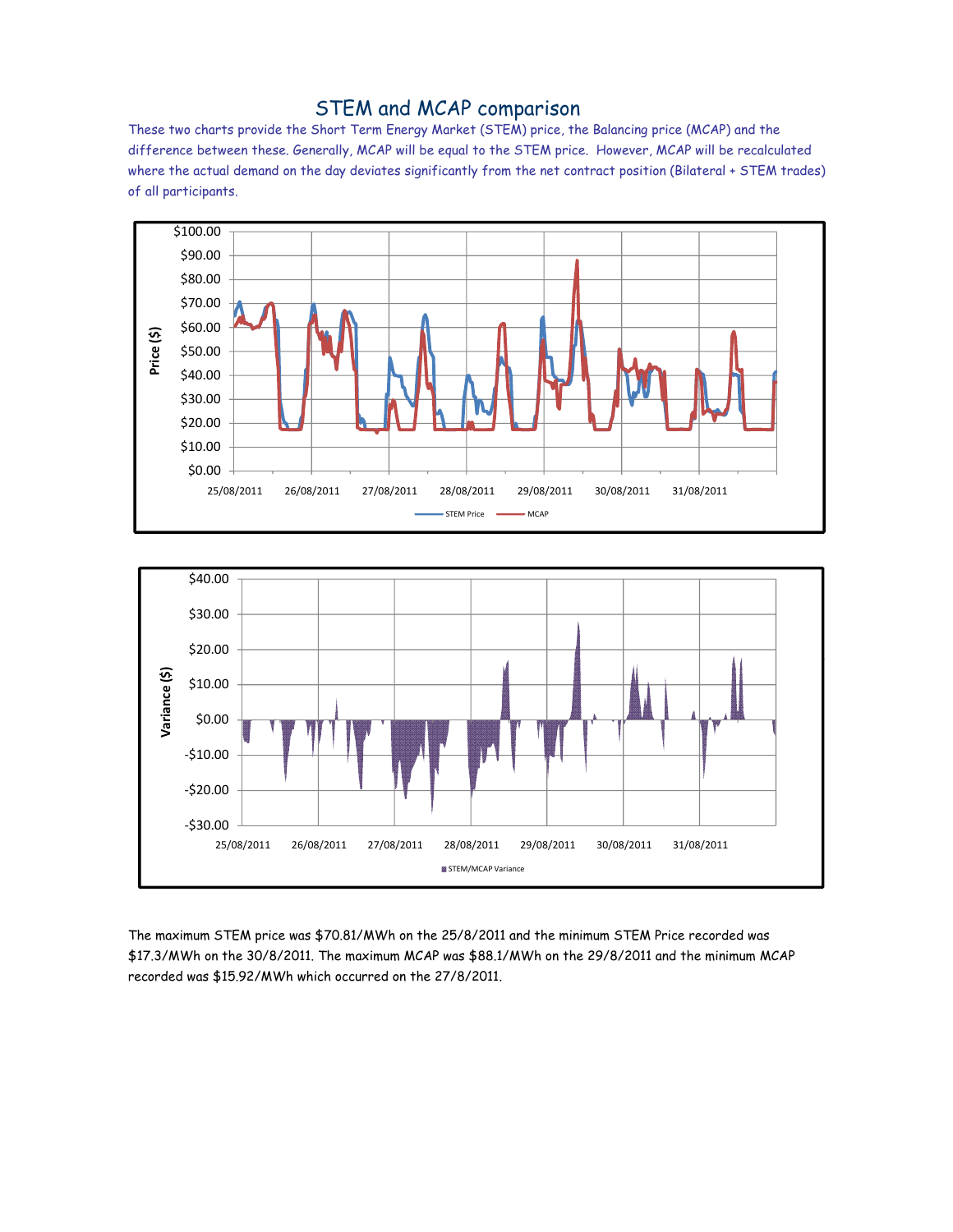# STEM and MCAP comparison

These two charts provide the Short Term Energy Market (STEM) price, the Balancing price (MCAP) and the difference between these. Generally, MCAP will be equal to the STEM price. However, MCAP will be recalculated where the actual demand on the day deviates significantly from the net contract position (Bilateral + STEM trades) of all participants.

Price ($)

$100.00
$90.00
$80.00
$70.00
$60.00
$50.00
$40.00
$30.00
$20.00
$10.00
$0.00

25/08/2011 26/08/2011 27/08/2011 28/08/2011 29/08/2011 30/08/2011 31/08/2011

STEM Price MCAP

Variance ($)

$40.00
$30.00
$20.00
$10.00
$0.00
-$10.00
-$20.00
-$30.00

25/08/2011 26/08/2011 27/08/2011 28/08/2011 29/08/2011 30/08/2011 31/08/2011

STEM/MCAP Variance

The maximum STEM price was $70.81/MWh on the 25/8/2011 and the minimum STEM Price recorded was $17.3/MWh on the 30/8/2011. The maximum MCAP was $88.1/MWh on the 29/8/2011 and the minimum MCAP recorded was $15.92/MWh which occurred on the 27/8/2011.